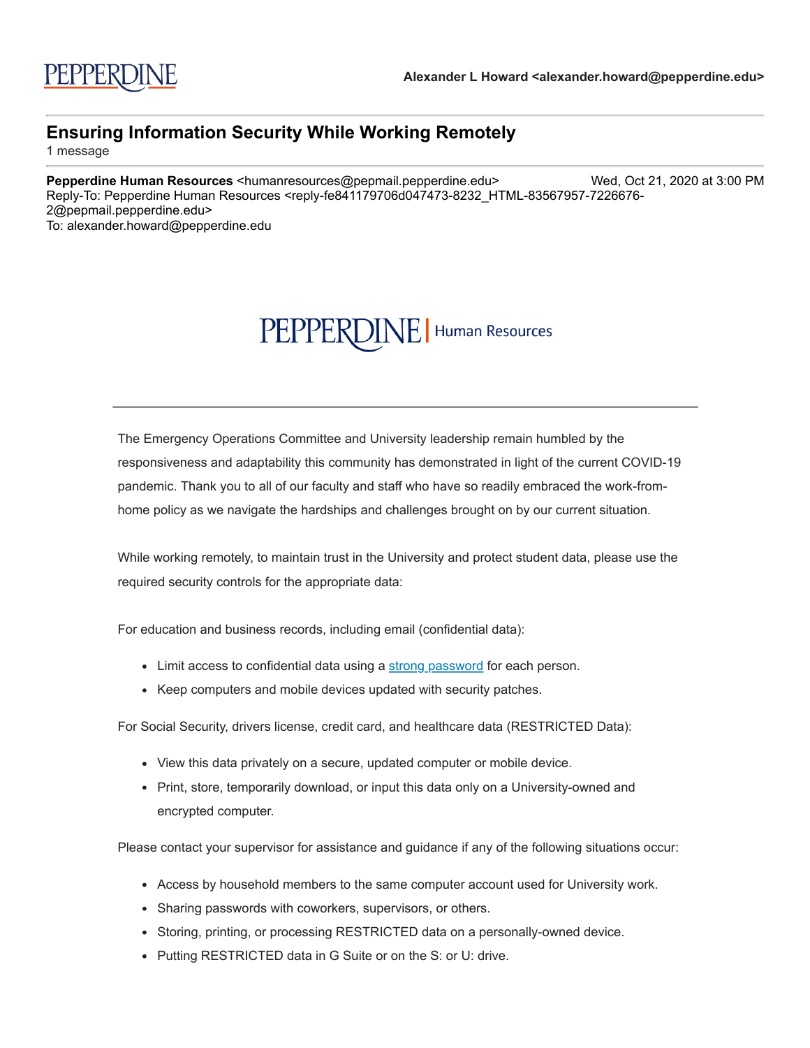PEPPERDINE

**Alexander L Howard <alexander.howard@pepperdine.edu>**

---

# Ensuring Information Security While Working Remotely

1 message

---

**Pepperdine Human Resources** <humanresources@pepmail.pepperdine.edu> Wed, Oct 21, 2020 at 3:00 PM
Reply-To: Pepperdine Human Resources <reply-fe841179706d047473-8232_HTML-83567957-7226676-2@pepmail.pepperdine.edu>
To: alexander.howard@pepperdine.edu

PEPPERDINE | Human Resources

---

The Emergency Operations Committee and University leadership remain humbled by the responsiveness and adaptability this community has demonstrated in light of the current COVID-19 pandemic. Thank you to all of our faculty and staff who have so readily embraced the work-from-home policy as we navigate the hardships and challenges brought on by our current situation.

While working remotely, to maintain trust in the University and protect student data, please use the required security controls for the appropriate data:

For education and business records, including email (confidential data):

- Limit access to confidential data using a strong password for each person.
- Keep computers and mobile devices updated with security patches.

For Social Security, drivers license, credit card, and healthcare data (RESTRICTED Data):

- View this data privately on a secure, updated computer or mobile device.
- Print, store, temporarily download, or input this data only on a University-owned and encrypted computer.

Please contact your supervisor for assistance and guidance if any of the following situations occur:

- Access by household members to the same computer account used for University work.
- Sharing passwords with coworkers, supervisors, or others.
- Storing, printing, or processing RESTRICTED data on a personally-owned device.
- Putting RESTRICTED data in G Suite or on the S: or U: drive.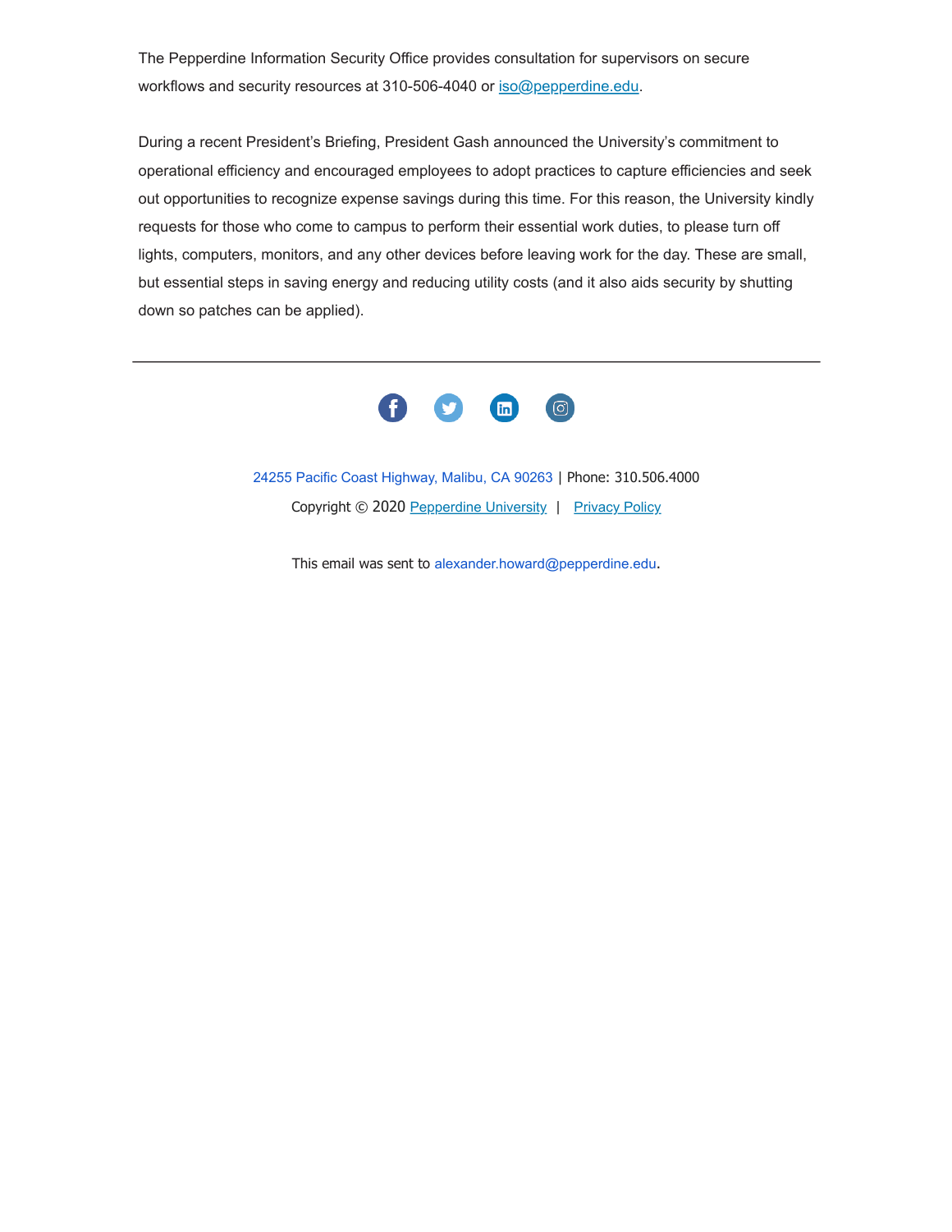The Pepperdine Information Security Office provides consultation for supervisors on secure workflows and security resources at 310-506-4040 or iso@pepperdine.edu.

During a recent President's Briefing, President Gash announced the University's commitment to operational efficiency and encouraged employees to adopt practices to capture efficiencies and seek out opportunities to recognize expense savings during this time. For this reason, the University kindly requests for those who come to campus to perform their essential work duties, to please turn off lights, computers, monitors, and any other devices before leaving work for the day. These are small, but essential steps in saving energy and reducing utility costs (and it also aids security by shutting down so patches can be applied).

---

24255 Pacific Coast Highway, Malibu, CA 90263 | Phone: 310.506.4000

Copyright © 2020 Pepperdine University | Privacy Policy

This email was sent to alexander.howard@pepperdine.edu.